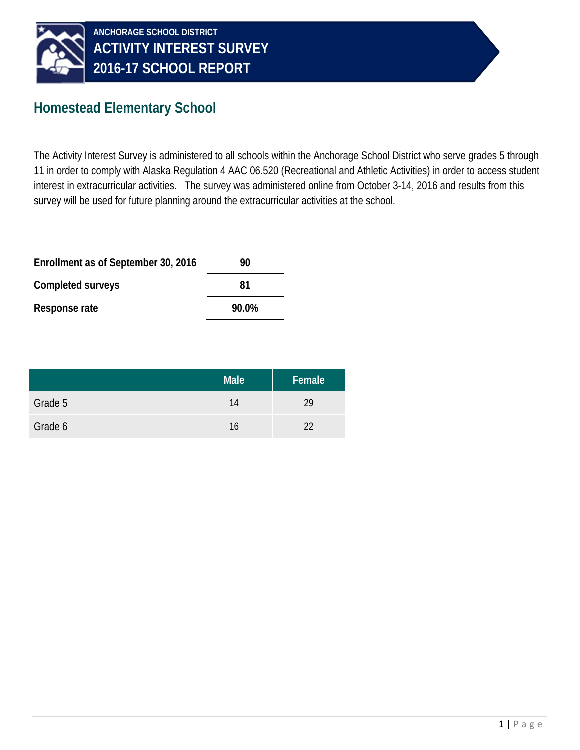ANCHORAGE SCHOOL DISTRICT

# ACTIVITY INTEREST SURVEY
# 2016-17 SCHOOL REPORT

## Homestead Elementary School

The Activity Interest Survey is administered to all schools within the Anchorage School District who serve grades 5 through 11 in order to comply with Alaska Regulation 4 AAC 06.520 (Recreational and Athletic Activities) in order to access student interest in extracurricular activities. The survey was administered online from October 3-14, 2016 and results from this survey will be used for future planning around the extracurricular activities at the school.

| | |
|---|---|
| **Enrollment as of September 30, 2016** | **90** |
| **Completed surveys** | **81** |
| **Response rate** | **90.0%** |

| | Male | Female |
|---|---|---|
| Grade 5 | 14 | 29 |
| Grade 6 | 16 | 22 |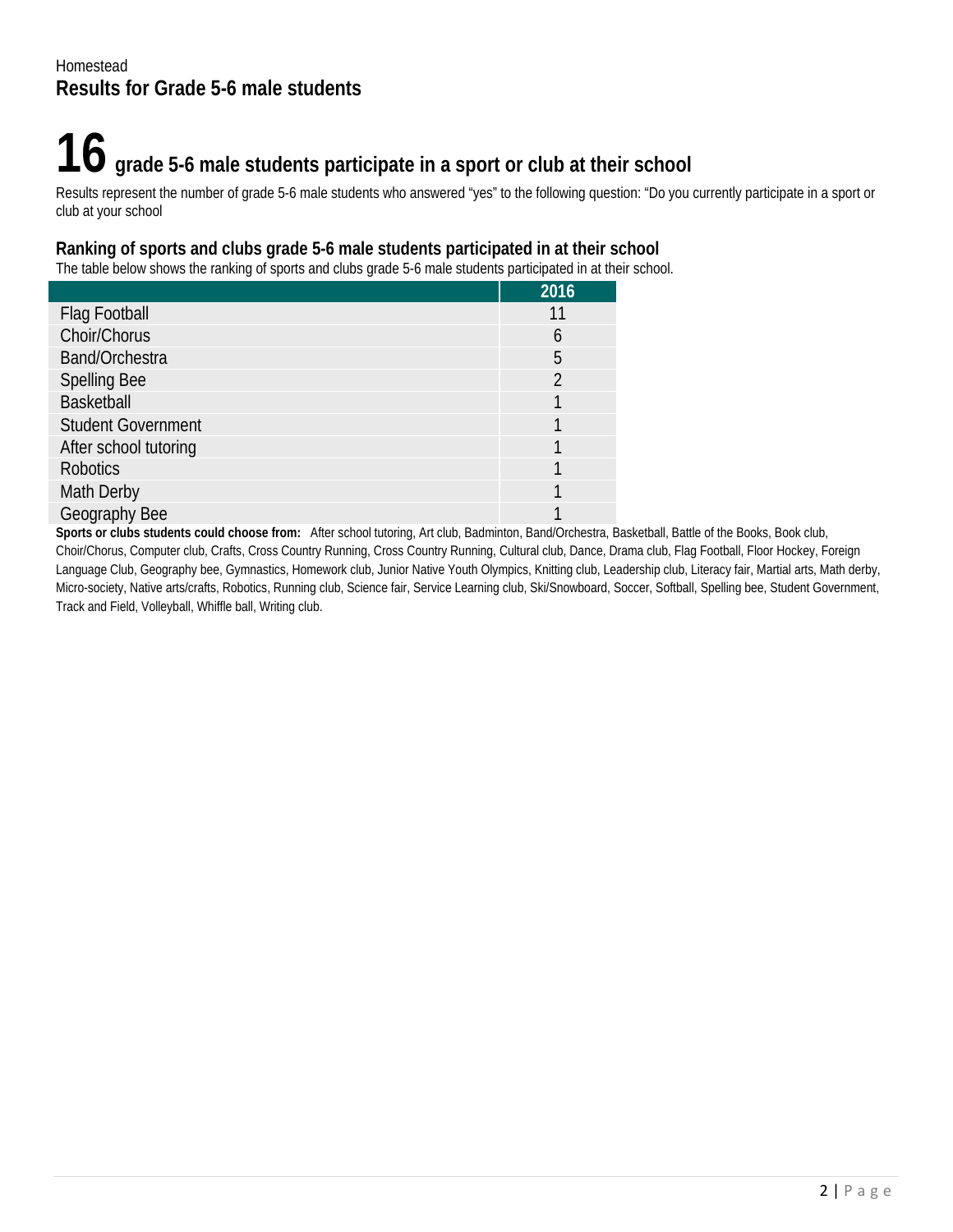Homestead

## Results for Grade 5-6 male students

# 16 grade 5-6 male students participate in a sport or club at their school

Results represent the number of grade 5-6 male students who answered "yes" to the following question: "Do you currently participate in a sport or club at your school

### Ranking of sports and clubs grade 5-6 male students participated in at their school

The table below shows the ranking of sports and clubs grade 5-6 male students participated in at their school.

| | 2016 |
|---|---|
| Flag Football | 11 |
| Choir/Chorus | 6 |
| Band/Orchestra | 5 |
| Spelling Bee | 2 |
| Basketball | 1 |
| Student Government | 1 |
| After school tutoring | 1 |
| Robotics | 1 |
| Math Derby | 1 |
| Geography Bee | 1 |

**Sports or clubs students could choose from:** After school tutoring, Art club, Badminton, Band/Orchestra, Basketball, Battle of the Books, Book club, Choir/Chorus, Computer club, Crafts, Cross Country Running, Cross Country Running, Cultural club, Dance, Drama club, Flag Football, Floor Hockey, Foreign Language Club, Geography bee, Gymnastics, Homework club, Junior Native Youth Olympics, Knitting club, Leadership club, Literacy fair, Martial arts, Math derby, Micro-society, Native arts/crafts, Robotics, Running club, Science fair, Service Learning club, Ski/Snowboard, Soccer, Softball, Spelling bee, Student Government, Track and Field, Volleyball, Whiffle ball, Writing club.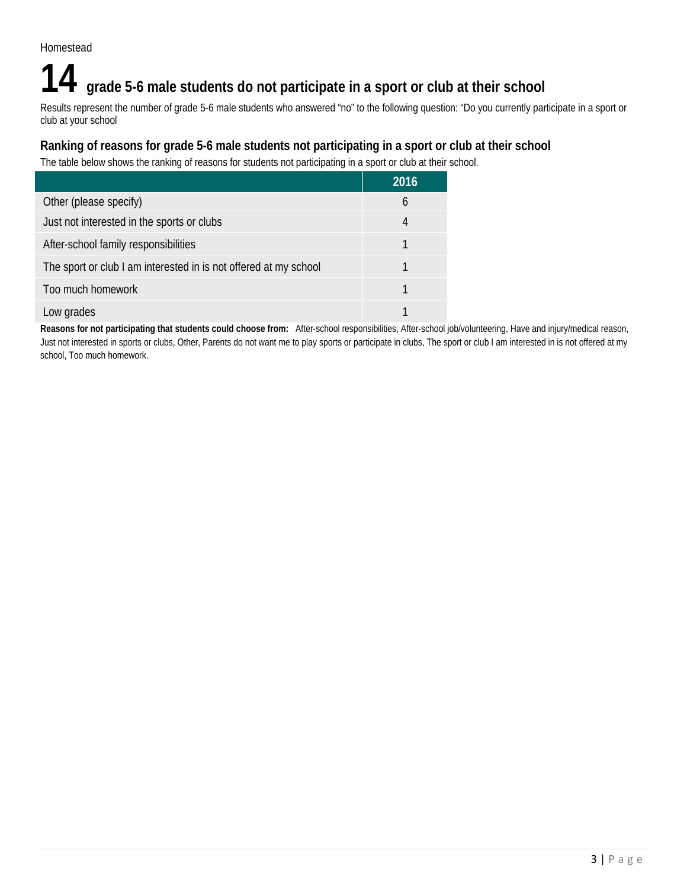Homestead

# 14 grade 5-6 male students do not participate in a sport or club at their school

Results represent the number of grade 5-6 male students who answered "no" to the following question: "Do you currently participate in a sport or club at your school

## Ranking of reasons for grade 5-6 male students not participating in a sport or club at their school

The table below shows the ranking of reasons for students not participating in a sport or club at their school.

| | 2016 |
|---|---|
| Other (please specify) | 6 |
| Just not interested in the sports or clubs | 4 |
| After-school family responsibilities | 1 |
| The sport or club I am interested in is not offered at my school | 1 |
| Too much homework | 1 |
| Low grades | 1 |

**Reasons for not participating that students could choose from:** After-school responsibilities, After-school job/volunteering, Have and injury/medical reason, Just not interested in sports or clubs, Other, Parents do not want me to play sports or participate in clubs, The sport or club I am interested in is not offered at my school, Too much homework.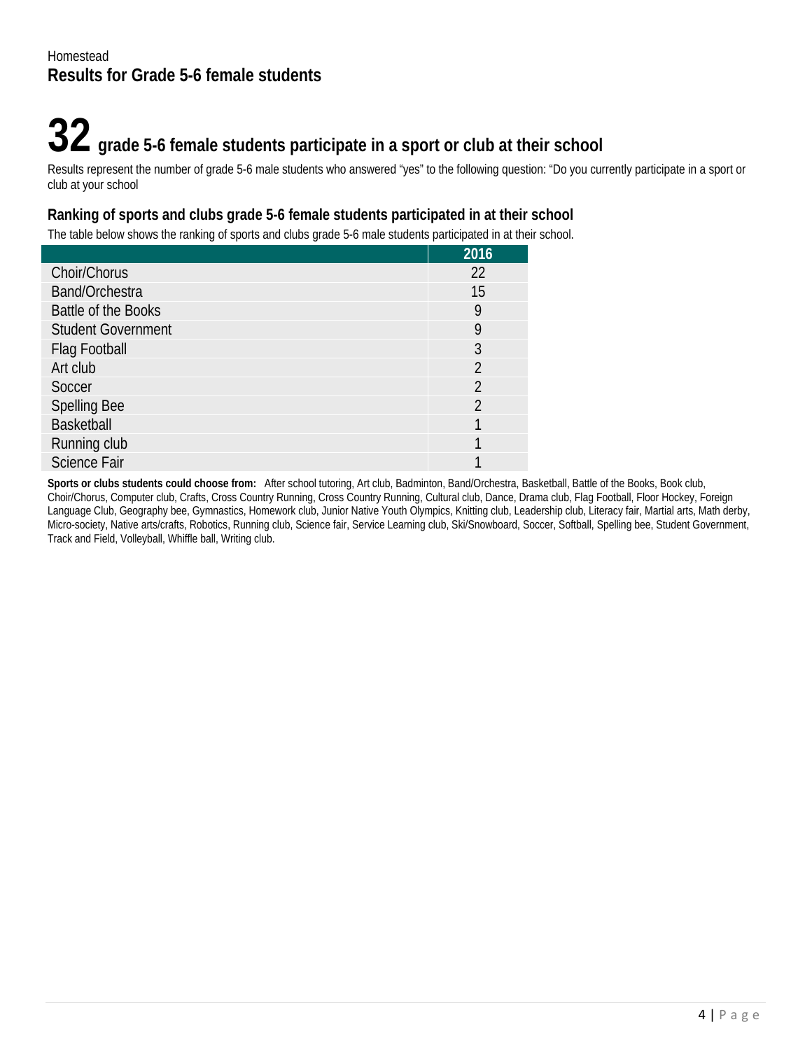Homestead

## Results for Grade 5-6 female students

# 32 grade 5-6 female students participate in a sport or club at their school

Results represent the number of grade 5-6 male students who answered "yes" to the following question: "Do you currently participate in a sport or club at your school

### Ranking of sports and clubs grade 5-6 female students participated in at their school

The table below shows the ranking of sports and clubs grade 5-6 male students participated in at their school.

| | 2016 |
|---|---|
| Choir/Chorus | 22 |
| Band/Orchestra | 15 |
| Battle of the Books | 9 |
| Student Government | 9 |
| Flag Football | 3 |
| Art club | 2 |
| Soccer | 2 |
| Spelling Bee | 2 |
| Basketball | 1 |
| Running club | 1 |
| Science Fair | 1 |

**Sports or clubs students could choose from:** After school tutoring, Art club, Badminton, Band/Orchestra, Basketball, Battle of the Books, Book club, Choir/Chorus, Computer club, Crafts, Cross Country Running, Cross Country Running, Cultural club, Dance, Drama club, Flag Football, Floor Hockey, Foreign Language Club, Geography bee, Gymnastics, Homework club, Junior Native Youth Olympics, Knitting club, Leadership club, Literacy fair, Martial arts, Math derby, Micro-society, Native arts/crafts, Robotics, Running club, Science fair, Service Learning club, Ski/Snowboard, Soccer, Softball, Spelling bee, Student Government, Track and Field, Volleyball, Whiffle ball, Writing club.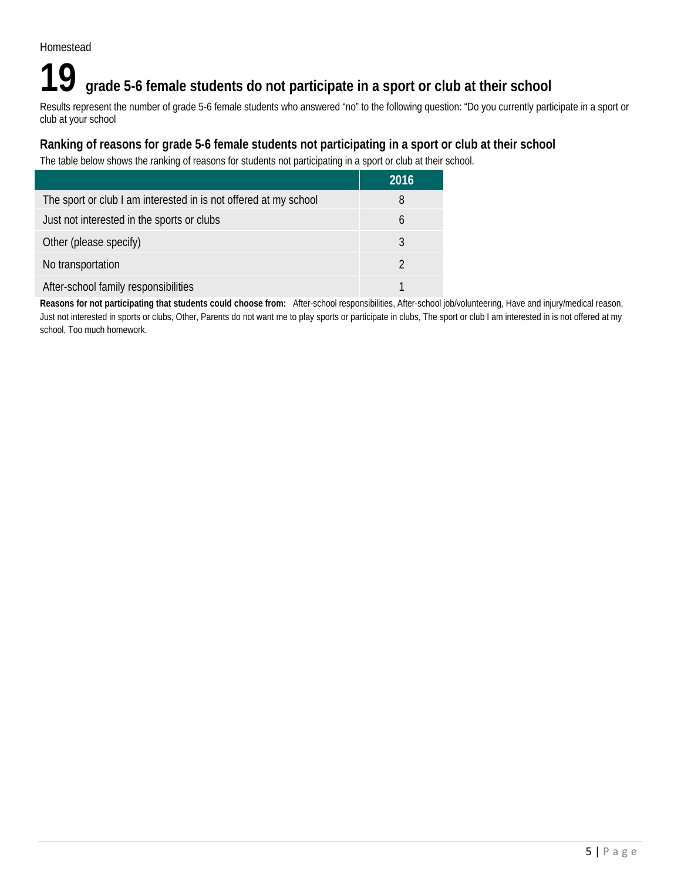Homestead

# 19 grade 5-6 female students do not participate in a sport or club at their school

Results represent the number of grade 5-6 female students who answered "no" to the following question: "Do you currently participate in a sport or club at your school

## Ranking of reasons for grade 5-6 female students not participating in a sport or club at their school

The table below shows the ranking of reasons for students not participating in a sport or club at their school.

| | 2016 |
|---|---|
| The sport or club I am interested in is not offered at my school | 8 |
| Just not interested in the sports or clubs | 6 |
| Other (please specify) | 3 |
| No transportation | 2 |
| After-school family responsibilities | 1 |

**Reasons for not participating that students could choose from:** After-school responsibilities, After-school job/volunteering, Have and injury/medical reason, Just not interested in sports or clubs, Other, Parents do not want me to play sports or participate in clubs, The sport or club I am interested in is not offered at my school, Too much homework.